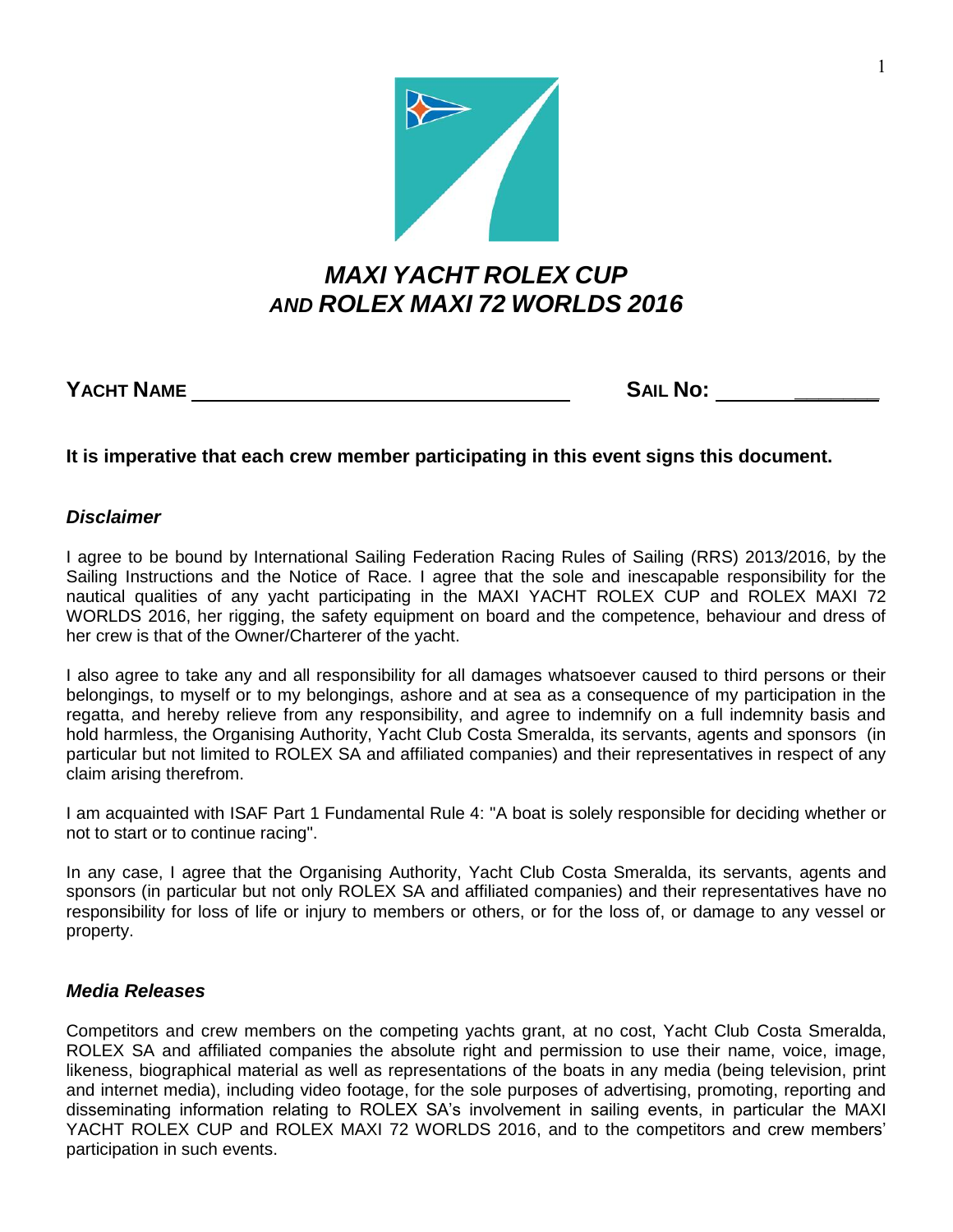# *MAXI YACHT ROLEX CUP* *AND ROLEX MAXI 72 WORLDS 2016*

**YACHT NAME** ________________________________ **SAIL NO:** ______________

**It is imperative that each crew member participating in this event signs this document.**

### *Disclaimer*

I agree to be bound by International Sailing Federation Racing Rules of Sailing (RRS) 2013/2016, by the Sailing Instructions and the Notice of Race. I agree that the sole and inescapable responsibility for the nautical qualities of any yacht participating in the MAXI YACHT ROLEX CUP and ROLEX MAXI 72 WORLDS 2016, her rigging, the safety equipment on board and the competence, behaviour and dress of her crew is that of the Owner/Charterer of the yacht.

I also agree to take any and all responsibility for all damages whatsoever caused to third persons or their belongings, to myself or to my belongings, ashore and at sea as a consequence of my participation in the regatta, and hereby relieve from any responsibility, and agree to indemnify on a full indemnity basis and hold harmless, the Organising Authority, Yacht Club Costa Smeralda, its servants, agents and sponsors (in particular but not limited to ROLEX SA and affiliated companies) and their representatives in respect of any claim arising therefrom.

I am acquainted with ISAF Part 1 Fundamental Rule 4: "A boat is solely responsible for deciding whether or not to start or to continue racing".

In any case, I agree that the Organising Authority, Yacht Club Costa Smeralda, its servants, agents and sponsors (in particular but not only ROLEX SA and affiliated companies) and their representatives have no responsibility for loss of life or injury to members or others, or for the loss of, or damage to any vessel or property.

### *Media Releases*

Competitors and crew members on the competing yachts grant, at no cost, Yacht Club Costa Smeralda, ROLEX SA and affiliated companies the absolute right and permission to use their name, voice, image, likeness, biographical material as well as representations of the boats in any media (being television, print and internet media), including video footage, for the sole purposes of advertising, promoting, reporting and disseminating information relating to ROLEX SA's involvement in sailing events, in particular the MAXI YACHT ROLEX CUP and ROLEX MAXI 72 WORLDS 2016, and to the competitors and crew members' participation in such events.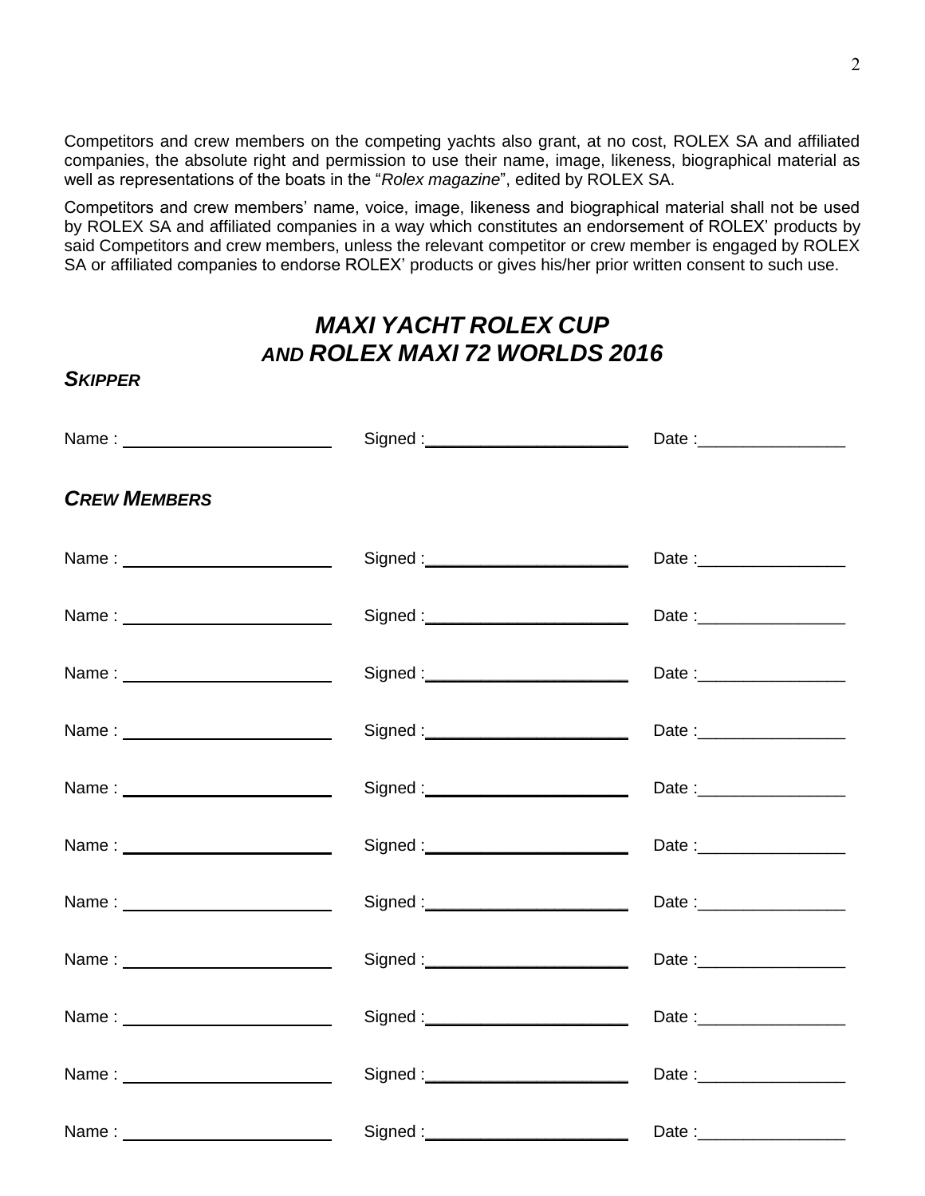Competitors and crew members on the competing yachts also grant, at no cost, ROLEX SA and affiliated companies, the absolute right and permission to use their name, image, likeness, biographical material as well as representations of the boats in the "*Rolex magazine*", edited by ROLEX SA.

Competitors and crew members' name, voice, image, likeness and biographical material shall not be used by ROLEX SA and affiliated companies in a way which constitutes an endorsement of ROLEX' products by said Competitors and crew members, unless the relevant competitor or crew member is engaged by ROLEX SA or affiliated companies to endorse ROLEX' products or gives his/her prior written consent to such use.

## *MAXI YACHT ROLEX CUP AND ROLEX MAXI 72 WORLDS 2016*

***SKIPPER***

Name : ______________________ Signed :______________________ Date :________________

***CREW MEMBERS***

Name : ______________________ Signed :______________________ Date :________________

Name : ______________________ Signed :______________________ Date :________________

Name : ______________________ Signed :______________________ Date :________________

Name : ______________________ Signed :______________________ Date :________________

Name : ______________________ Signed :______________________ Date :________________

Name : ______________________ Signed :______________________ Date :________________

Name : ______________________ Signed :______________________ Date :________________

Name : ______________________ Signed :______________________ Date :________________

Name : ______________________ Signed :______________________ Date :________________

Name : ______________________ Signed :______________________ Date :________________

Name : ______________________ Signed :______________________ Date :________________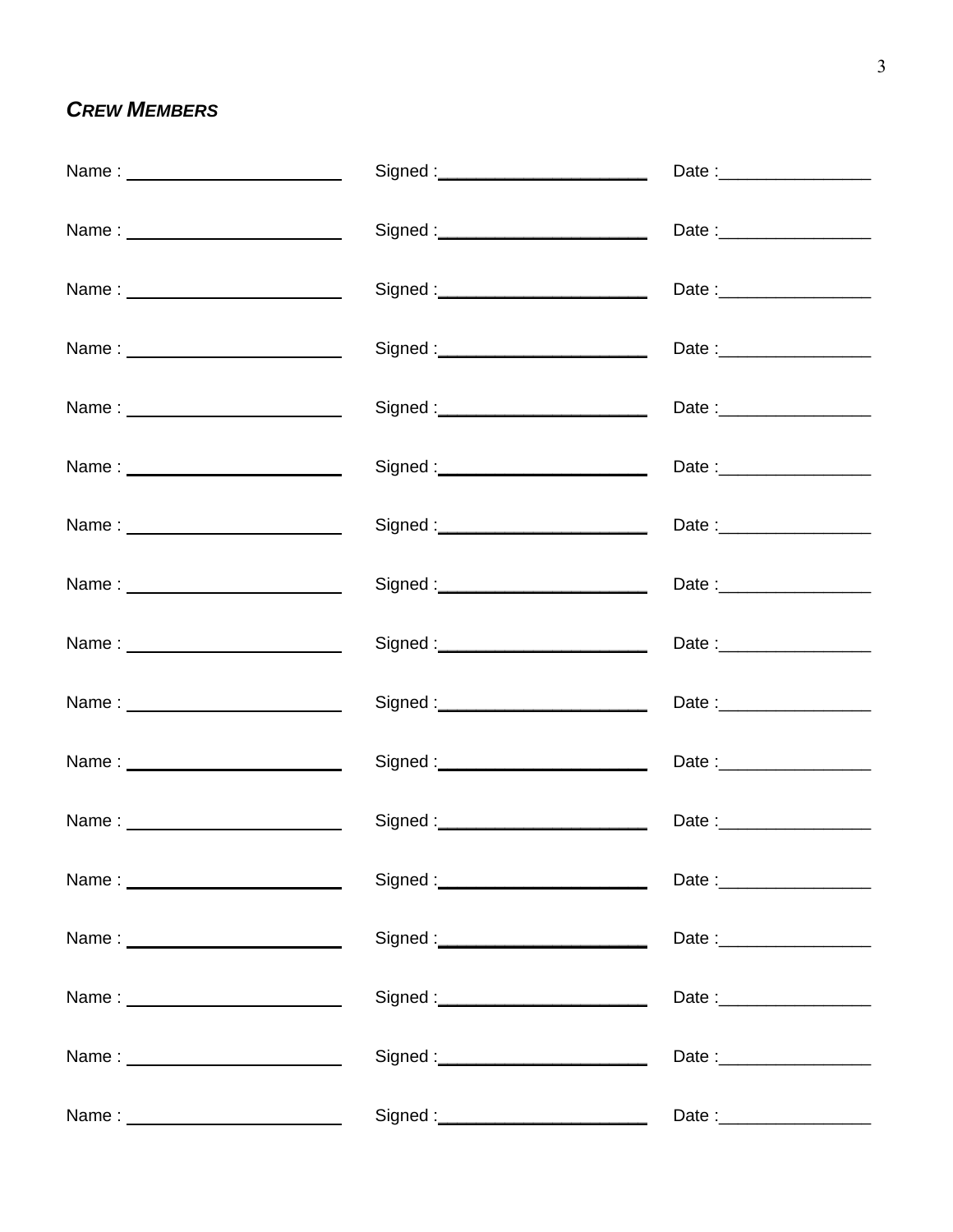### *Crew Members*

Name : ______________________ Signed :______________________ Date :________________

Name : ______________________ Signed :______________________ Date :________________

Name : ______________________ Signed :______________________ Date :________________

Name : ______________________ Signed :______________________ Date :________________

Name : ______________________ Signed :______________________ Date :________________

Name : ______________________ Signed :______________________ Date :________________

Name : ______________________ Signed :______________________ Date :________________

Name : ______________________ Signed :______________________ Date :________________

Name : ______________________ Signed :______________________ Date :________________

Name : ______________________ Signed :______________________ Date :________________

Name : ______________________ Signed :______________________ Date :________________

Name : ______________________ Signed :______________________ Date :________________

Name : ______________________ Signed :______________________ Date :________________

Name : ______________________ Signed :______________________ Date :________________

Name : ______________________ Signed :______________________ Date :________________

Name : ______________________ Signed :______________________ Date :________________

Name : ______________________ Signed :______________________ Date :________________